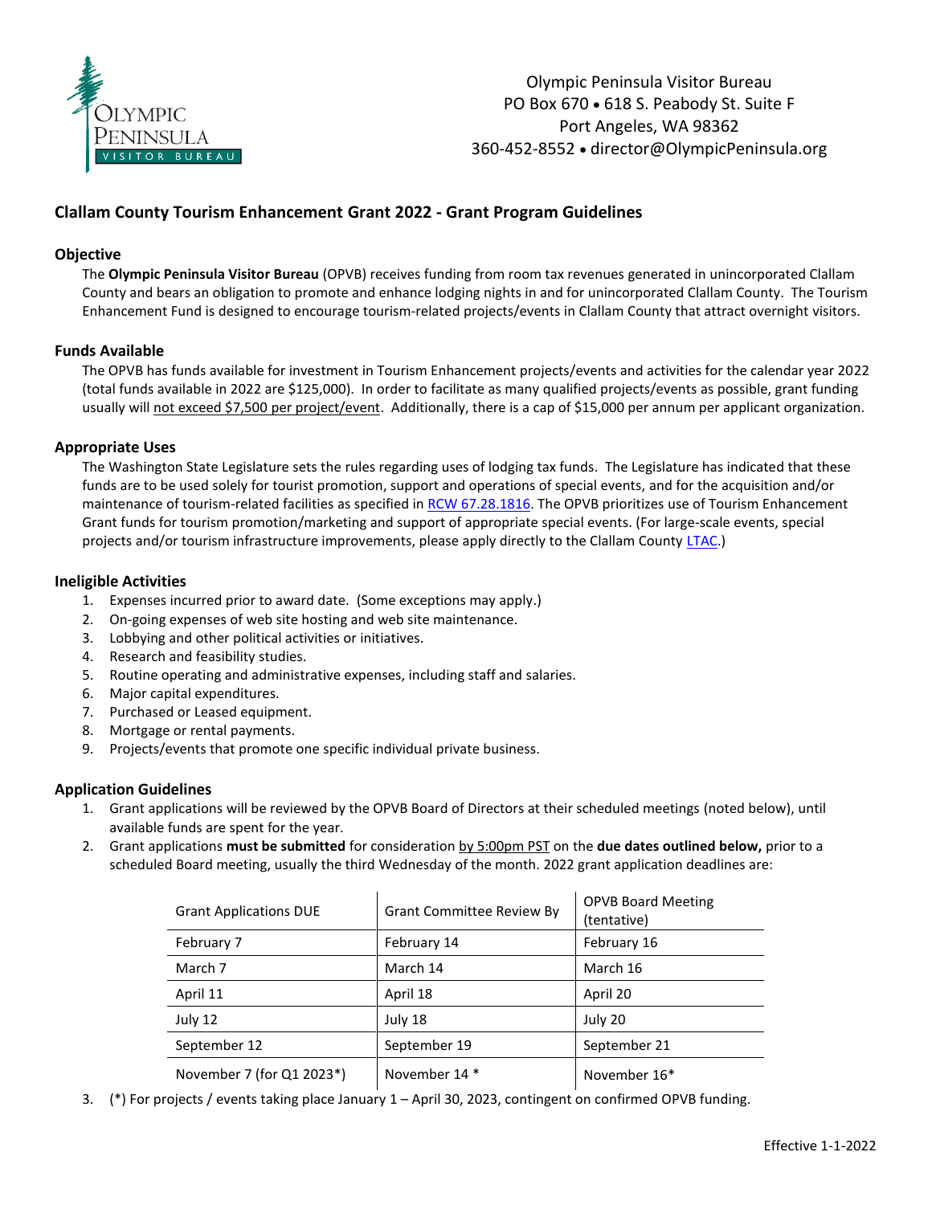Olympic Peninsula Visitor Bureau
PO Box 670 • 618 S. Peabody St. Suite F
Port Angeles, WA 98362
360-452-8552 • director@OlympicPeninsula.org

## Clallam County Tourism Enhancement Grant 2022 - Grant Program Guidelines

### Objective

The **Olympic Peninsula Visitor Bureau** (OPVB) receives funding from room tax revenues generated in unincorporated Clallam County and bears an obligation to promote and enhance lodging nights in and for unincorporated Clallam County. The Tourism Enhancement Fund is designed to encourage tourism-related projects/events in Clallam County that attract overnight visitors.

### Funds Available

The OPVB has funds available for investment in Tourism Enhancement projects/events and activities for the calendar year 2022 (total funds available in 2022 are $125,000). In order to facilitate as many qualified projects/events as possible, grant funding usually will not exceed $7,500 per project/event. Additionally, there is a cap of $15,000 per annum per applicant organization.

### Appropriate Uses

The Washington State Legislature sets the rules regarding uses of lodging tax funds. The Legislature has indicated that these funds are to be used solely for tourist promotion, support and operations of special events, and for the acquisition and/or maintenance of tourism-related facilities as specified in RCW 67.28.1816. The OPVB prioritizes use of Tourism Enhancement Grant funds for tourism promotion/marketing and support of appropriate special events. (For large-scale events, special projects and/or tourism infrastructure improvements, please apply directly to the Clallam County LTAC.)

### Ineligible Activities

1. Expenses incurred prior to award date. (Some exceptions may apply.)
2. On-going expenses of web site hosting and web site maintenance.
3. Lobbying and other political activities or initiatives.
4. Research and feasibility studies.
5. Routine operating and administrative expenses, including staff and salaries.
6. Major capital expenditures.
7. Purchased or Leased equipment.
8. Mortgage or rental payments.
9. Projects/events that promote one specific individual private business.

### Application Guidelines

1. Grant applications will be reviewed by the OPVB Board of Directors at their scheduled meetings (noted below), until available funds are spent for the year.
2. Grant applications **must be submitted** for consideration by 5:00pm PST on the **due dates outlined below,** prior to a scheduled Board meeting, usually the third Wednesday of the month. 2022 grant application deadlines are:

| Grant Applications DUE | Grant Committee Review By | OPVB Board Meeting (tentative) |
|---|---|---|
| February 7 | February 14 | February 16 |
| March 7 | March 14 | March 16 |
| April 11 | April 18 | April 20 |
| July 12 | July 18 | July 20 |
| September 12 | September 19 | September 21 |
| November 7 (for Q1 2023*) | November 14 * | November 16* |

3. (*) For projects / events taking place January 1 – April 30, 2023, contingent on confirmed OPVB funding.

Effective 1-1-2022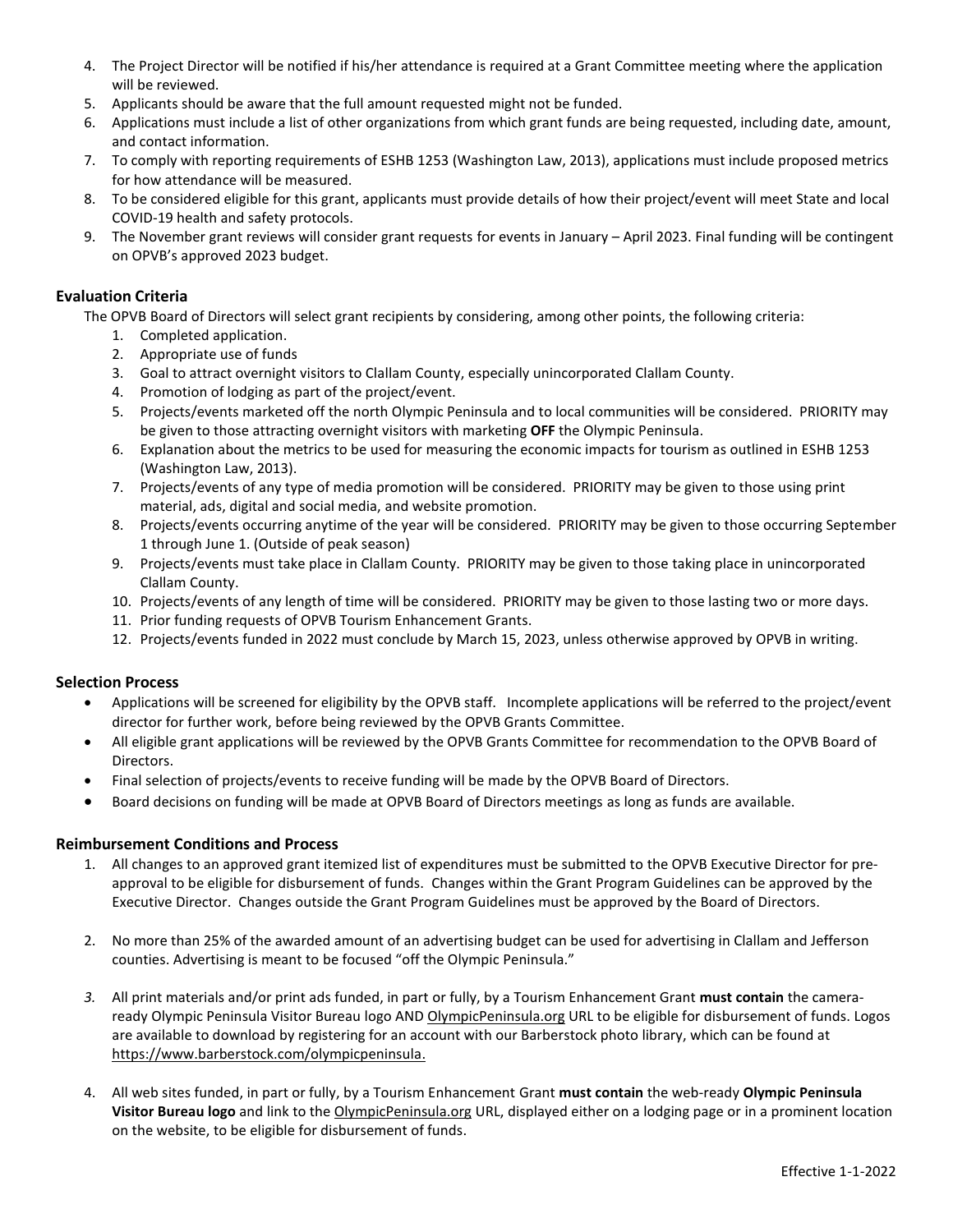4. The Project Director will be notified if his/her attendance is required at a Grant Committee meeting where the application will be reviewed.
5. Applicants should be aware that the full amount requested might not be funded.
6. Applications must include a list of other organizations from which grant funds are being requested, including date, amount, and contact information.
7. To comply with reporting requirements of ESHB 1253 (Washington Law, 2013), applications must include proposed metrics for how attendance will be measured.
8. To be considered eligible for this grant, applicants must provide details of how their project/event will meet State and local COVID-19 health and safety protocols.
9. The November grant reviews will consider grant requests for events in January – April 2023. Final funding will be contingent on OPVB's approved 2023 budget.

### Evaluation Criteria

The OPVB Board of Directors will select grant recipients by considering, among other points, the following criteria:

1. Completed application.
2. Appropriate use of funds
3. Goal to attract overnight visitors to Clallam County, especially unincorporated Clallam County.
4. Promotion of lodging as part of the project/event.
5. Projects/events marketed off the north Olympic Peninsula and to local communities will be considered. PRIORITY may be given to those attracting overnight visitors with marketing **OFF** the Olympic Peninsula.
6. Explanation about the metrics to be used for measuring the economic impacts for tourism as outlined in ESHB 1253 (Washington Law, 2013).
7. Projects/events of any type of media promotion will be considered. PRIORITY may be given to those using print material, ads, digital and social media, and website promotion.
8. Projects/events occurring anytime of the year will be considered. PRIORITY may be given to those occurring September 1 through June 1. (Outside of peak season)
9. Projects/events must take place in Clallam County. PRIORITY may be given to those taking place in unincorporated Clallam County.
10. Projects/events of any length of time will be considered. PRIORITY may be given to those lasting two or more days.
11. Prior funding requests of OPVB Tourism Enhancement Grants.
12. Projects/events funded in 2022 must conclude by March 15, 2023, unless otherwise approved by OPVB in writing.

### Selection Process

- Applications will be screened for eligibility by the OPVB staff. Incomplete applications will be referred to the project/event director for further work, before being reviewed by the OPVB Grants Committee.
- All eligible grant applications will be reviewed by the OPVB Grants Committee for recommendation to the OPVB Board of Directors.
- Final selection of projects/events to receive funding will be made by the OPVB Board of Directors.
- Board decisions on funding will be made at OPVB Board of Directors meetings as long as funds are available.

### Reimbursement Conditions and Process

1. All changes to an approved grant itemized list of expenditures must be submitted to the OPVB Executive Director for pre-approval to be eligible for disbursement of funds. Changes within the Grant Program Guidelines can be approved by the Executive Director. Changes outside the Grant Program Guidelines must be approved by the Board of Directors.

2. No more than 25% of the awarded amount of an advertising budget can be used for advertising in Clallam and Jefferson counties. Advertising is meant to be focused "off the Olympic Peninsula."

3. All print materials and/or print ads funded, in part or fully, by a Tourism Enhancement Grant **must contain** the camera-ready Olympic Peninsula Visitor Bureau logo AND OlympicPeninsula.org URL to be eligible for disbursement of funds. Logos are available to download by registering for an account with our Barberstock photo library, which can be found at https://www.barberstock.com/olympicpeninsula.

4. All web sites funded, in part or fully, by a Tourism Enhancement Grant **must contain** the web-ready **Olympic Peninsula Visitor Bureau logo** and link to the OlympicPeninsula.org URL, displayed either on a lodging page or in a prominent location on the website, to be eligible for disbursement of funds.

Effective 1-1-2022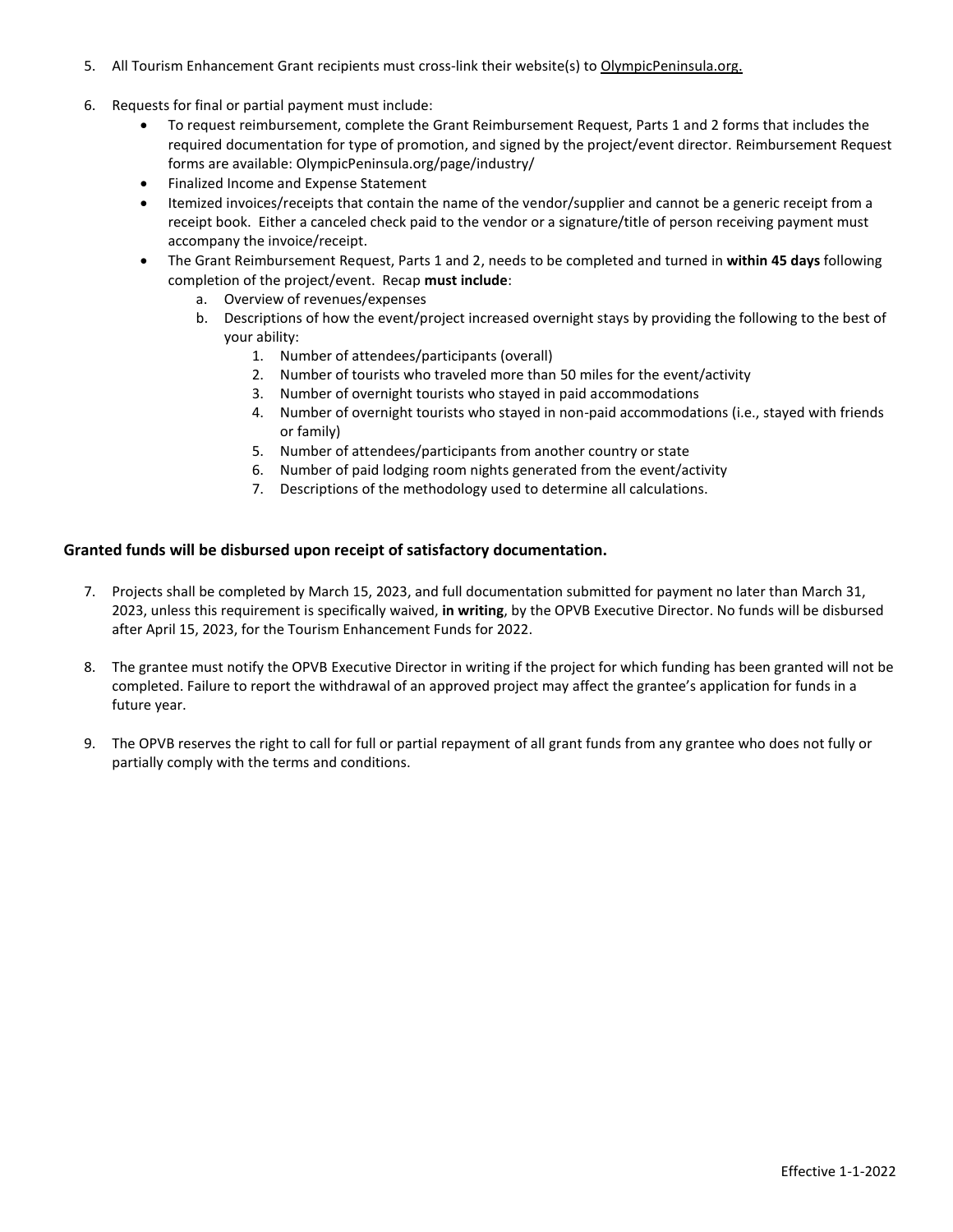5. All Tourism Enhancement Grant recipients must cross-link their website(s) to OlympicPeninsula.org.

6. Requests for final or partial payment must include:
   - To request reimbursement, complete the Grant Reimbursement Request, Parts 1 and 2 forms that includes the required documentation for type of promotion, and signed by the project/event director. Reimbursement Request forms are available: OlympicPeninsula.org/page/industry/
   - Finalized Income and Expense Statement
   - Itemized invoices/receipts that contain the name of the vendor/supplier and cannot be a generic receipt from a receipt book. Either a canceled check paid to the vendor or a signature/title of person receiving payment must accompany the invoice/receipt.
   - The Grant Reimbursement Request, Parts 1 and 2, needs to be completed and turned in **within 45 days** following completion of the project/event. Recap **must include**:
     a. Overview of revenues/expenses
     b. Descriptions of how the event/project increased overnight stays by providing the following to the best of your ability:
        1. Number of attendees/participants (overall)
        2. Number of tourists who traveled more than 50 miles for the event/activity
        3. Number of overnight tourists who stayed in paid accommodations
        4. Number of overnight tourists who stayed in non-paid accommodations (i.e., stayed with friends or family)
        5. Number of attendees/participants from another country or state
        6. Number of paid lodging room nights generated from the event/activity
        7. Descriptions of the methodology used to determine all calculations.

**Granted funds will be disbursed upon receipt of satisfactory documentation.**

7. Projects shall be completed by March 15, 2023, and full documentation submitted for payment no later than March 31, 2023, unless this requirement is specifically waived, **in writing**, by the OPVB Executive Director. No funds will be disbursed after April 15, 2023, for the Tourism Enhancement Funds for 2022.

8. The grantee must notify the OPVB Executive Director in writing if the project for which funding has been granted will not be completed. Failure to report the withdrawal of an approved project may affect the grantee's application for funds in a future year.

9. The OPVB reserves the right to call for full or partial repayment of all grant funds from any grantee who does not fully or partially comply with the terms and conditions.

Effective 1-1-2022